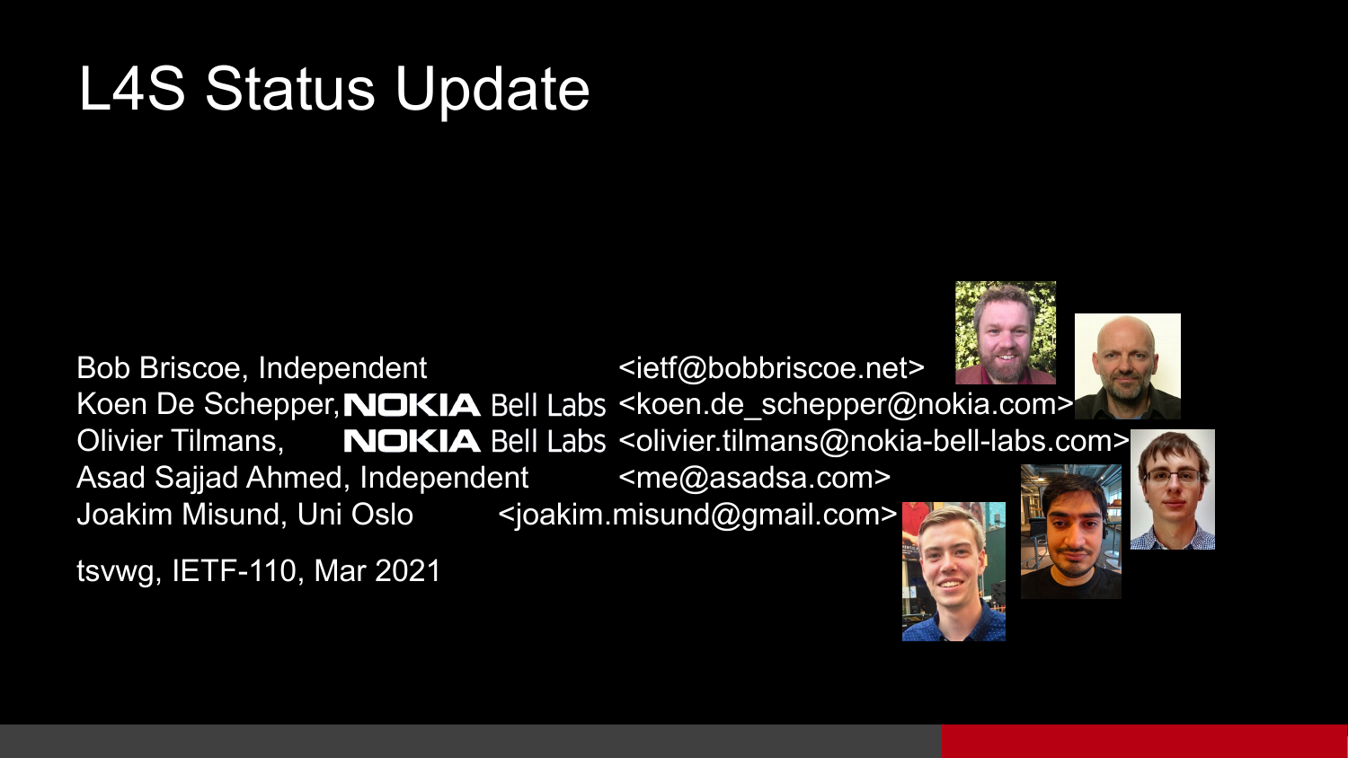# L4S Status Update

Bob Briscoe, Independent <ietf@bobbriscoe.net>
Koen De Schepper, NOKIA Bell Labs <koen.de_schepper@nokia.com>
Olivier Tilmans, NOKIA Bell Labs <olivier.tilmans@nokia-bell-labs.com>
Asad Sajjad Ahmed, Independent <me@asadsa.com>
Joakim Misund, Uni Oslo <joakim.misund@gmail.com>

tsvwg, IETF-110, Mar 2021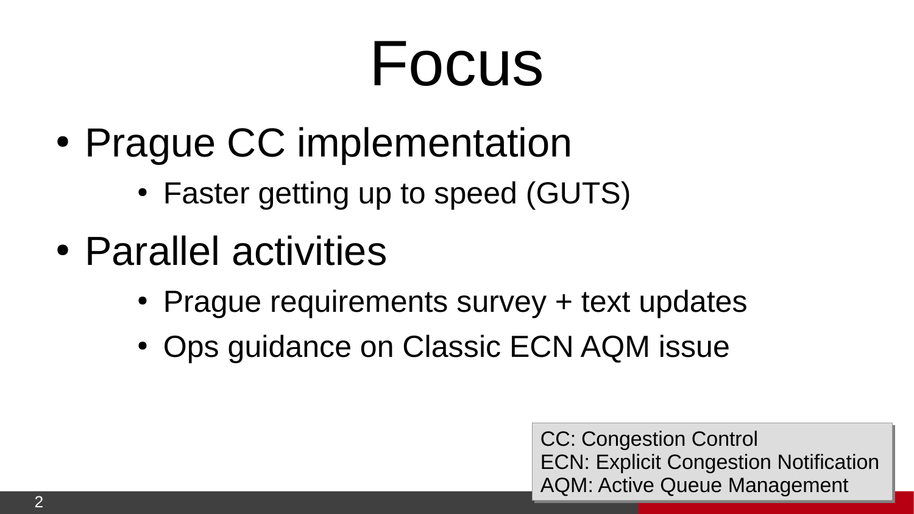# Focus

- Prague CC implementation
  - Faster getting up to speed (GUTS)
- Parallel activities
  - Prague requirements survey + text updates
  - Ops guidance on Classic ECN AQM issue

CC: Congestion Control
ECN: Explicit Congestion Notification
AQM: Active Queue Management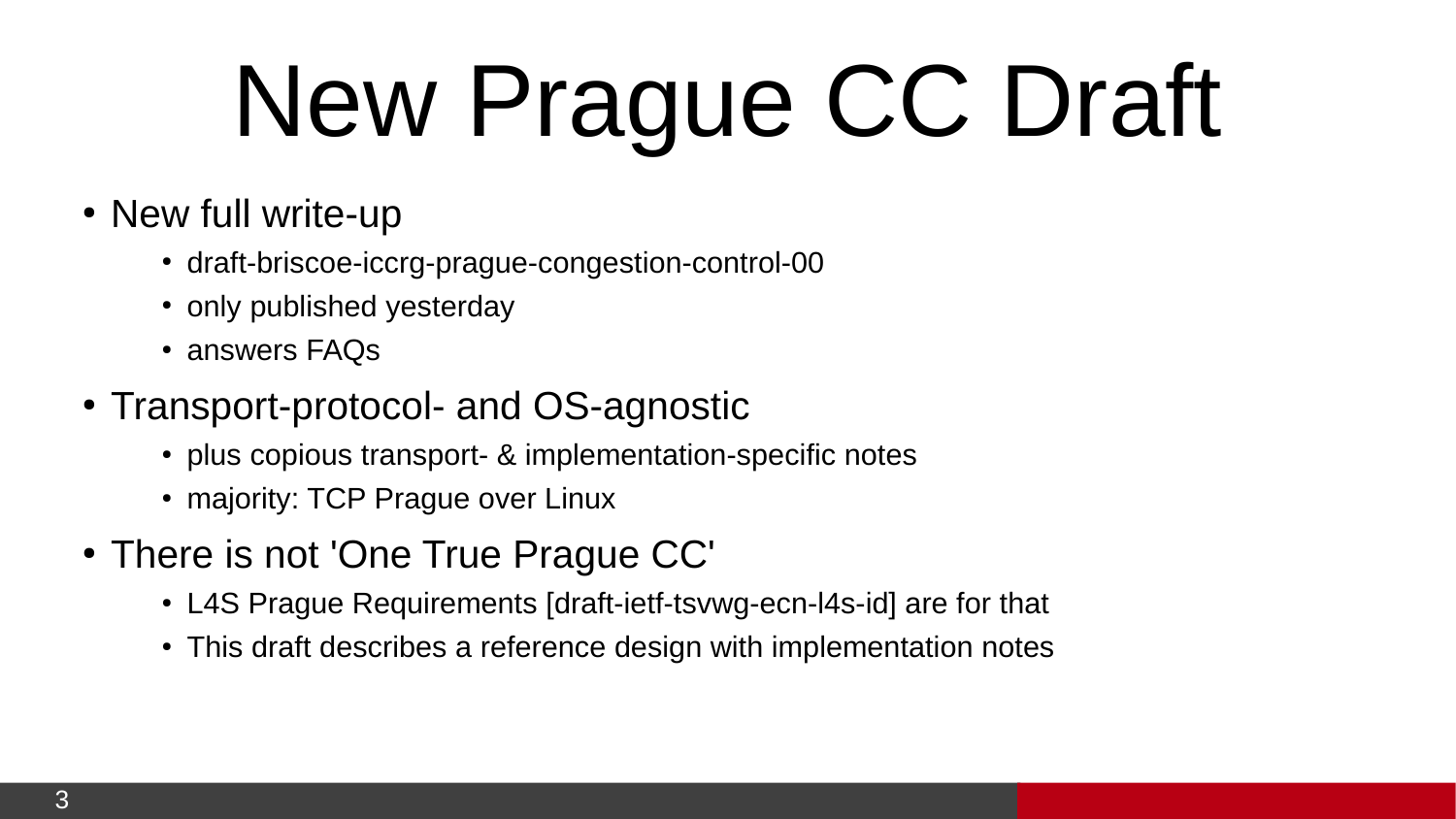# New Prague CC Draft

- New full write-up
  - draft-briscoe-iccrg-prague-congestion-control-00
  - only published yesterday
  - answers FAQs
- Transport-protocol- and OS-agnostic
  - plus copious transport- & implementation-specific notes
  - majority: TCP Prague over Linux
- There is not 'One True Prague CC'
  - L4S Prague Requirements [draft-ietf-tsvwg-ecn-l4s-id] are for that
  - This draft describes a reference design with implementation notes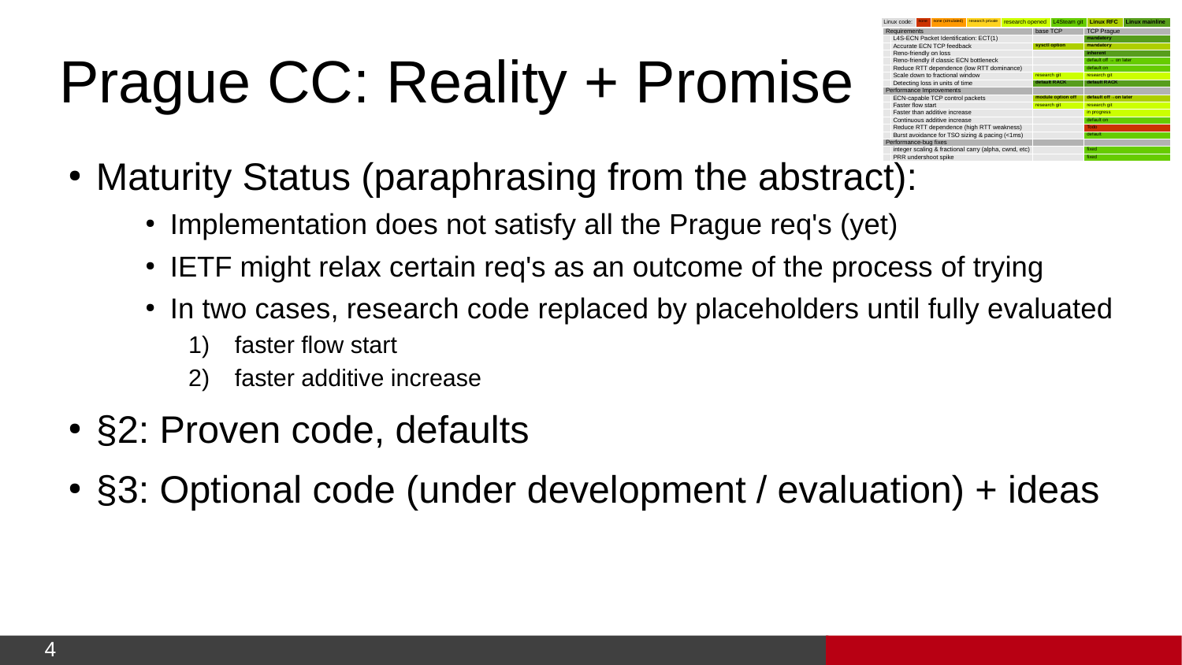# Prague CC: Reality + Promise

| Linux code: | none | none (simulated) | research private | research opened | L4Steam git | Linux RFC | Linux mainline |
|---|---|---|---|---|---|---|---|

| Requirements | base TCP | TCP Prague |
|---|---|---|
| L4S-ECN Packet Identification: ECT(1) | | mandatory |
| Accurate ECN TCP feedback | sysctl option | mandatory |
| Reno-friendly on loss | | inherent |
| Reno-friendly if classic ECN bottleneck | | default off → on later |
| Reduce RTT dependence (low RTT dominance) | | default on |
| Scale down to fractional window | research git | research git |
| Detecting loss in units of time | default RACK | default RACK |
| **Performance Improvements** | | |
| ECN-capable TCP control packets | module option off | default off → on later |
| Faster flow start | research git | research git |
| Faster than additive increase | | in progress |
| Continuous additive increase | | default on |
| Reduce RTT dependence (high RTT weakness) | | Todo |
| Burst avoidance for TSO sizing & pacing (<1ms) | | default |
| **Performance-bug fixes** | | |
| integer scaling & fractional carry (alpha, cwnd, etc) | | fixed |
| PRR undershoot spike | | fixed |

- Maturity Status (paraphrasing from the abstract):
  - Implementation does not satisfy all the Prague req's (yet)
  - IETF might relax certain req's as an outcome of the process of trying
  - In two cases, research code replaced by placeholders until fully evaluated
    1) faster flow start
    2) faster additive increase
- §2: Proven code, defaults
- §3: Optional code (under development / evaluation) + ideas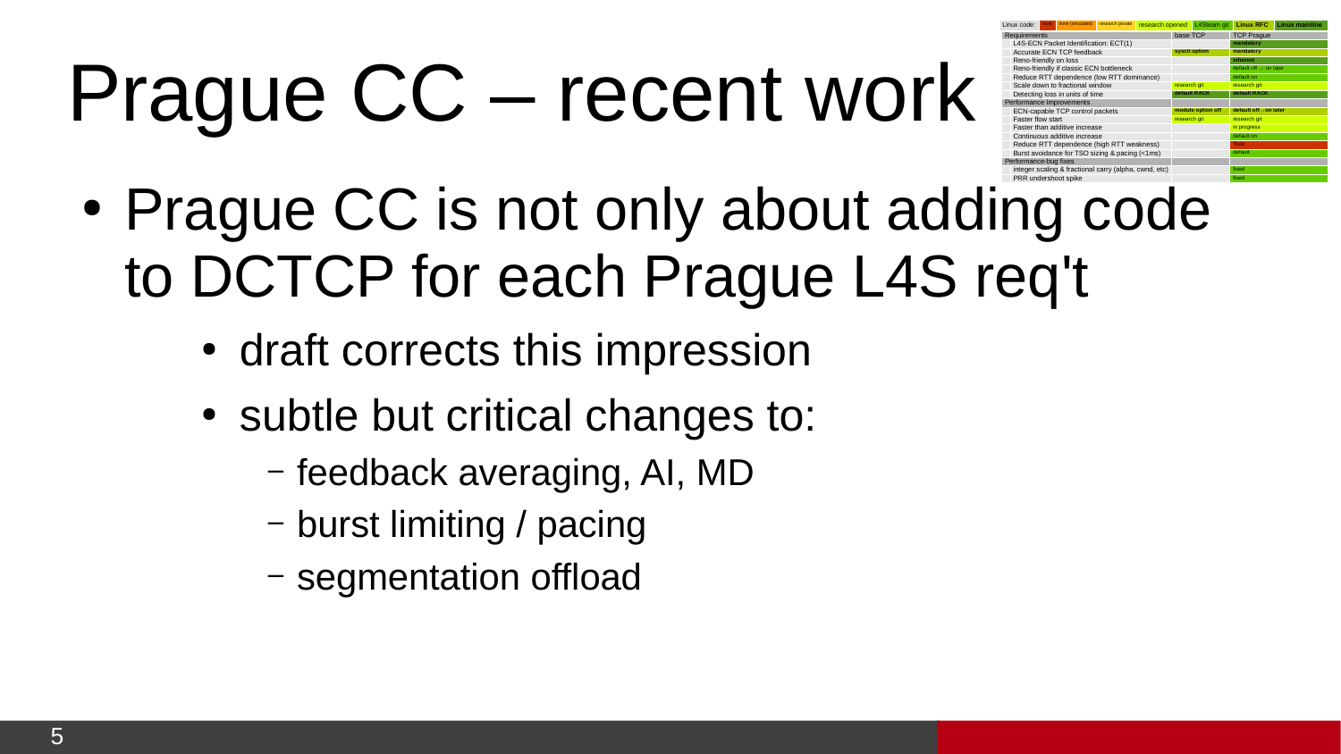# Prague CC – recent work

| Linux code: | none | none (simulated) | research private | research opened | L4Steam git | Linux RFC | Linux mainline |
|---|---|---|---|---|---|---|---|

| Requirements | base TCP | TCP Prague |
|---|---|---|
| L4S-ECN Packet Identification: ECT(1) | | mandatory |
| Accurate ECN TCP feedback | sysctl option | mandatory |
| Reno-friendly on loss | | inherent |
| Reno-friendly if classic ECN bottleneck | | default off → on later |
| Reduce RTT dependence (low RTT dominance) | | default on |
| Scale down to fractional window | research git | research git |
| Detecting loss in units of time | default RACK | default RACK |
| **Performance Improvements** | | |
| ECN-capable TCP control packets | module option off | default off → on later |
| Faster flow start | research git | research git |
| Faster than additive increase | | in progress |
| Continuous additive increase | | default on |
| Reduce RTT dependence (high RTT weakness) | | Todo |
| Burst avoidance for TSO sizing & pacing (<1ms) | | default |
| **Performance-bug fixes** | | |
| integer scaling & fractional carry (alpha, cwnd, etc) | | fixed |
| PRR undershoot spike | | fixed |

- Prague CC is not only about adding code to DCTCP for each Prague L4S req't
  - draft corrects this impression
  - subtle but critical changes to:
    - feedback averaging, AI, MD
    - burst limiting / pacing
    - segmentation offload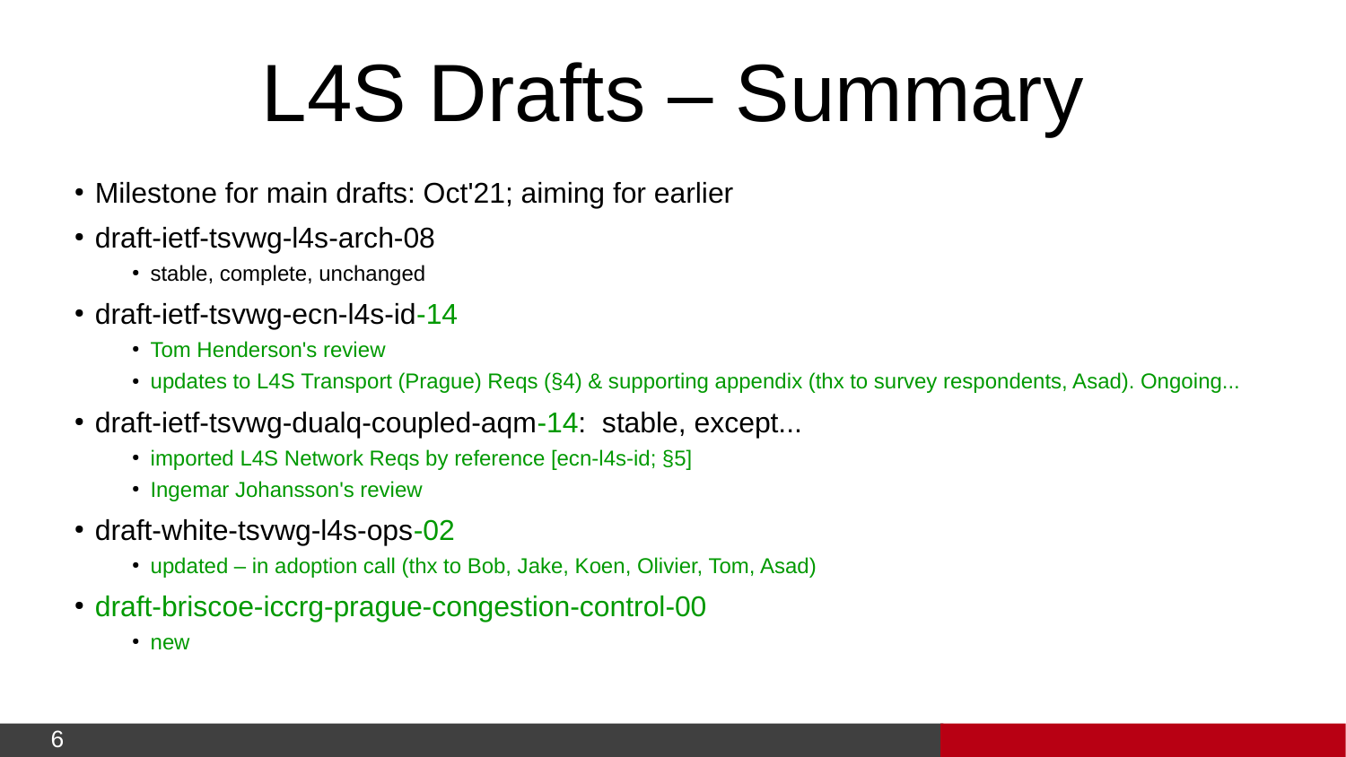# L4S Drafts – Summary

- Milestone for main drafts: Oct'21; aiming for earlier
- draft-ietf-tsvwg-l4s-arch-08
  - stable, complete, unchanged
- draft-ietf-tsvwg-ecn-l4s-id-14
  - Tom Henderson's review
  - updates to L4S Transport (Prague) Reqs (§4) & supporting appendix (thx to survey respondents, Asad). Ongoing...
- draft-ietf-tsvwg-dualq-coupled-aqm-14: stable, except...
  - imported L4S Network Reqs by reference [ecn-l4s-id; §5]
  - Ingemar Johansson's review
- draft-white-tsvwg-l4s-ops-02
  - updated – in adoption call (thx to Bob, Jake, Koen, Olivier, Tom, Asad)
- draft-briscoe-iccrg-prague-congestion-control-00
  - new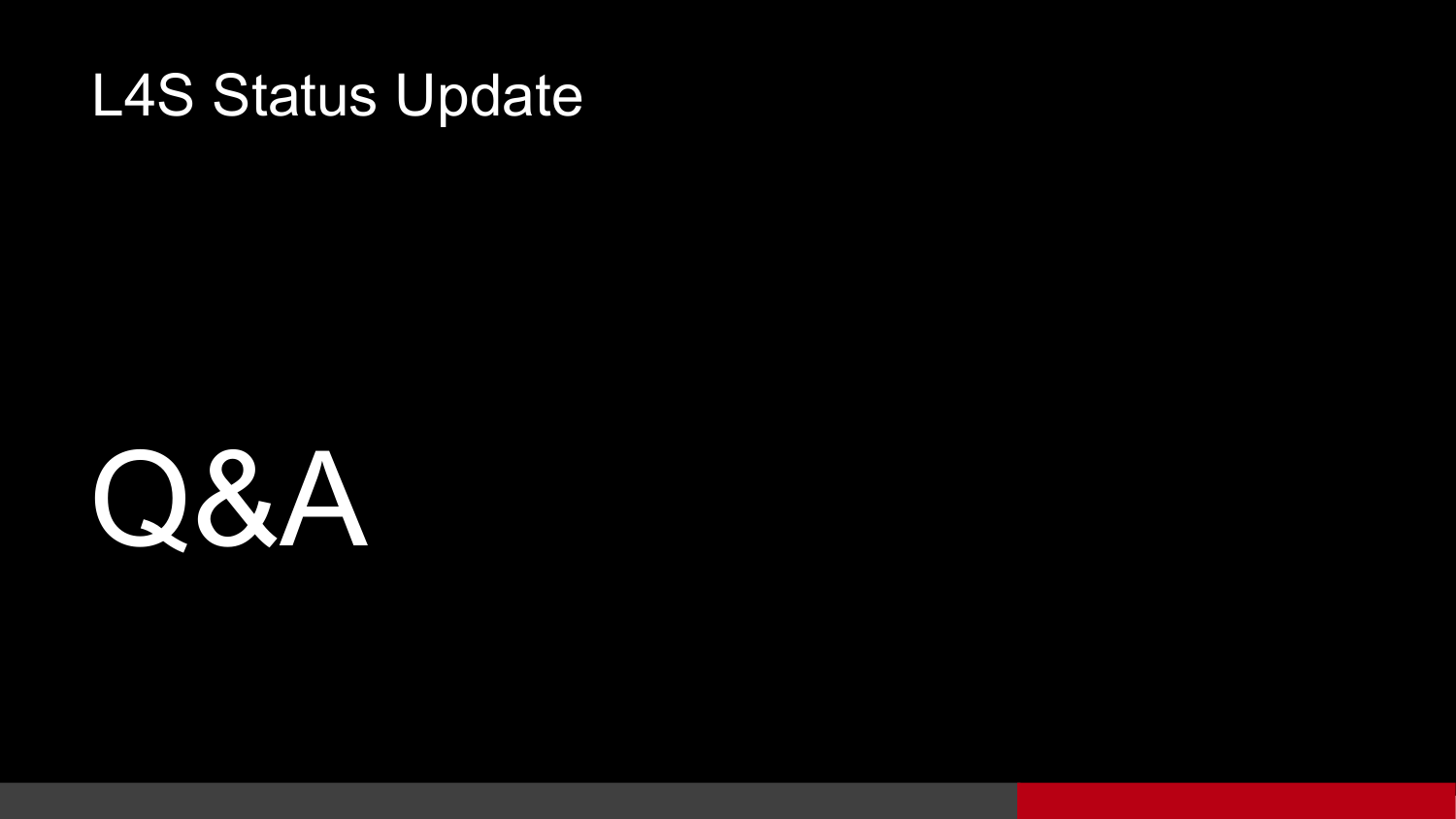L4S Status Update

# Q&A